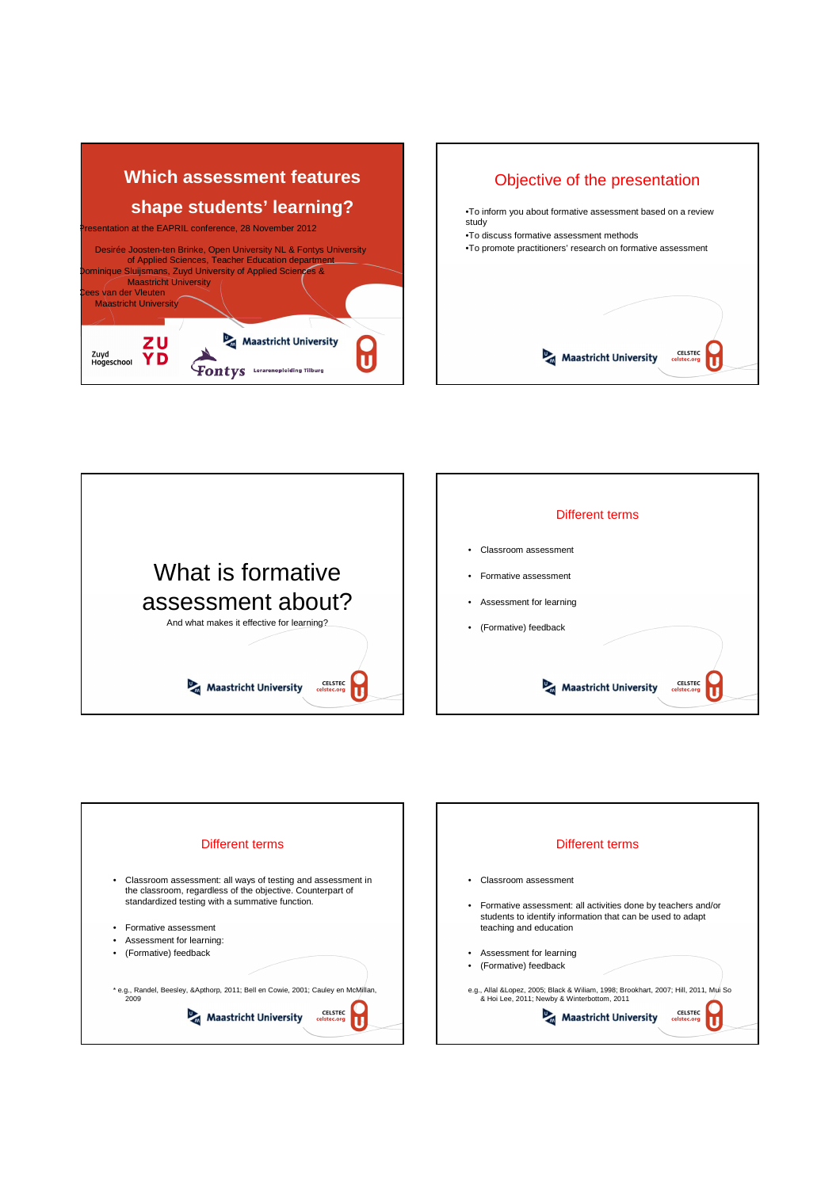# Which assessment features shape students' learning?

Presentation at the EAPRIL conference, 28 November 2012

Desirée Joosten-ten Brinke, Open University NL & Fontys University of Applied Sciences, Teacher Education department
Dominique Sluijsmans, Zuyd University of Applied Sciences & Maastricht University
Cees van der Vleuten
Maastricht University

Zuyd Hogeschool ZUYD

Maastricht University

Fontys Lerarenopleiding Tilburg

## Objective of the presentation

- To inform you about formative assessment based on a review study
- To discuss formative assessment methods
- To promote practitioners' research on formative assessment

# What is formative assessment about?

And what makes it effective for learning?

## Different terms

- Classroom assessment
- Formative assessment
- Assessment for learning
- (Formative) feedback

## Different terms

- Classroom assessment: all ways of testing and assessment in the classroom, regardless of the objective. Counterpart of standardized testing with a summative function.
- Formative assessment
- Assessment for learning:
- (Formative) feedback

* e.g., Randel, Beesley, &Apthorp, 2011; Bell en Cowie, 2001; Cauley en McMillan, 2009

## Different terms

- Classroom assessment
- Formative assessment: all activities done by teachers and/or students to identify information that can be used to adapt teaching and education
- Assessment for learning
- (Formative) feedback

e.g., Allal &Lopez, 2005; Black & Wiliam, 1998; Brookhart, 2007; Hill, 2011, Mui So & Hoi Lee, 2011; Newby & Winterbottom, 2011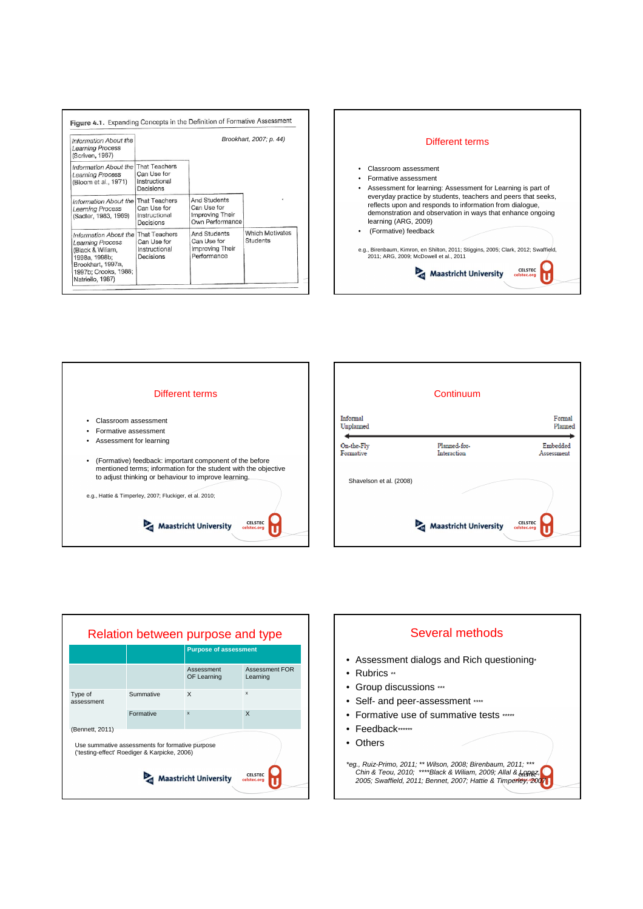**Figure 4.1.** Expanding Concepts in the Definition of Formative Assessment

*Brookhart, 2007; p. 44)*

| | | | |
|---|---|---|---|
| *Information About the Learning Process* (Scriven, 1967) | | | |
| *Information About the Learning Process* (Bloom et al., 1971) | That Teachers Can Use for Instructional Decisions | | |
| *Information About the Learning Process* (Sadler, 1983, 1989) | That Teachers Can Use for Instructional Decisions | And Students Can Use for Improving Their Own Performance | |
| *Information About the Learning Process* (Black & Wiliam, 1998a, 1998b; Brookhart, 1997a, 1997b; Crooks, 1988; Natriello, 1987) | That Teachers Can Use for Instructional Decisions | And Students Can Use for Improving Their Performance | Which Motivates Students |

## Different terms

- Classroom assessment
- Formative assessment
- Assessment for learning: Assessment for Learning is part of everyday practice by students, teachers and peers that seeks, reflects upon and responds to information from dialogue, demonstration and observation in ways that enhance ongoing learning (ARG, 2009)
- (Formative) feedback

e.g., Birenbaum, Kimron, en Shilton, 2011; Stiggins, 2005; Clark, 2012; Swaffield, 2011; ARG, 2009; McDowell et al., 2011

## Different terms

- Classroom assessment
- Formative assessment
- Assessment for learning

- (Formative) feedback: important component of the before mentioned terms; information for the student with the objective to adjust thinking or behaviour to improve learning.

e.g., Hattie & Timperley, 2007; Fluckiger, et al. 2010;

## Continuum

Informal Unplanned ⟷ Formal Planned

On-the-Fly Formative — Planned-for-Interaction — Embedded Assessment

Shavelson et al. (2008)

## Relation between purpose and type

| | | Purpose of assessment | |
|---|---|---|---|
| | | Assessment OF Learning | Assessment FOR Learning |
| Type of assessment | Summative | X | x |
| | Formative | x | X |

(Bennett, 2011)

Use summative assessments for formative purpose ('testing-effect' Roediger & Karpicke, 2006)

## Several methods

- Assessment dialogs and Rich questioning*
- Rubrics **
- Group discussions ***
- Self- and peer-assessment ****
- Formative use of summative tests *****
- Feedback******
- Others

*eg., Ruiz-Primo, 2011; ** Wilson, 2008; Birenbaum, 2011; *** Chin & Teou, 2010; ****Black & Wiliam, 2009; Allal & Lopez, 2005; Swaffield, 2011; Bennet, 2007; Hattie & Timperley, 2007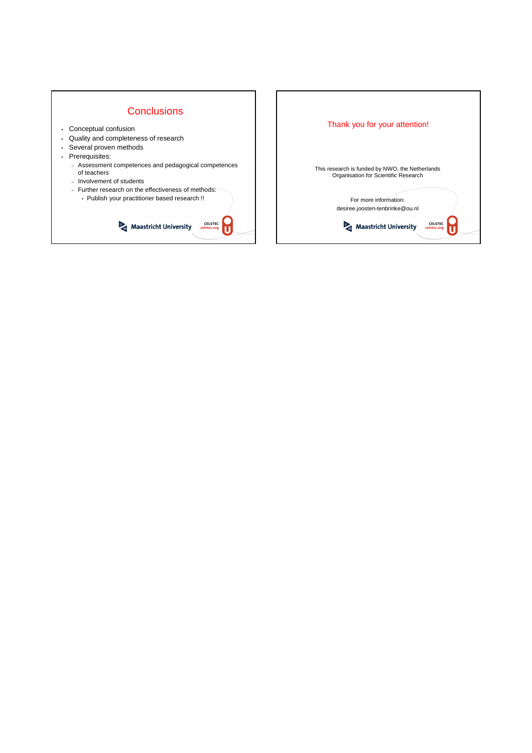## Conclusions

- Conceptual confusion
- Quality and completeness of research
- Several proven methods
- Prerequisites:
  - Assessment competences and pedagogical competences of teachers
  - Involvement of students
  - Further research on the effectiveness of methods:
    - Publish your practitioner based research !!

Maastricht University CELSTEC celstec.org

## Thank you for your attention!

This research is funded by NWO, the Netherlands Organisation for Scientific Research

For more information:
desiree.joosten-tenbrinke@ou.nl

Maastricht University CELSTEC celstec.org